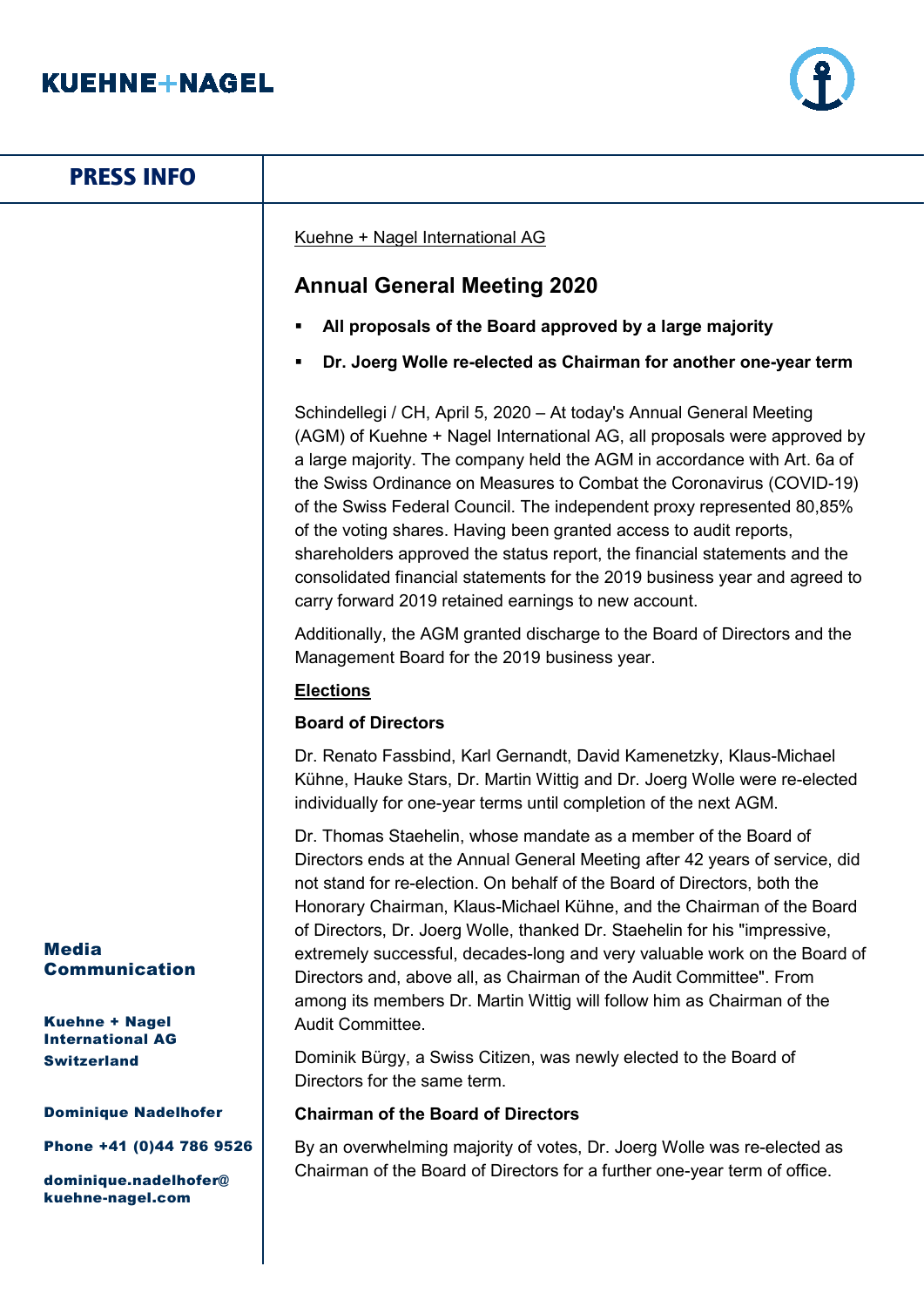KUEHNE+NAGEL

# PRESS INFO

Kuehne + Nagel International AG

## Annual General Meeting 2020

- **All proposals of the Board approved by a large majority**
- **Dr. Joerg Wolle re-elected as Chairman for another one-year term**

Schindellegi / CH, April 5, 2020 – At today's Annual General Meeting (AGM) of Kuehne + Nagel International AG, all proposals were approved by a large majority. The company held the AGM in accordance with Art. 6a of the Swiss Ordinance on Measures to Combat the Coronavirus (COVID-19) of the Swiss Federal Council. The independent proxy represented 80,85% of the voting shares. Having been granted access to audit reports, shareholders approved the status report, the financial statements and the consolidated financial statements for the 2019 business year and agreed to carry forward 2019 retained earnings to new account.

Additionally, the AGM granted discharge to the Board of Directors and the Management Board for the 2019 business year.

**Elections**

**Board of Directors**

Dr. Renato Fassbind, Karl Gernandt, David Kamenetzky, Klaus-Michael Kühne, Hauke Stars, Dr. Martin Wittig and Dr. Joerg Wolle were re-elected individually for one-year terms until completion of the next AGM.

Dr. Thomas Staehelin, whose mandate as a member of the Board of Directors ends at the Annual General Meeting after 42 years of service, did not stand for re-election. On behalf of the Board of Directors, both the Honorary Chairman, Klaus-Michael Kühne, and the Chairman of the Board of Directors, Dr. Joerg Wolle, thanked Dr. Staehelin for his "impressive, extremely successful, decades-long and very valuable work on the Board of Directors and, above all, as Chairman of the Audit Committee". From among its members Dr. Martin Wittig will follow him as Chairman of the Audit Committee.

Dominik Bürgy, a Swiss Citizen, was newly elected to the Board of Directors for the same term.

**Chairman of the Board of Directors**

By an overwhelming majority of votes, Dr. Joerg Wolle was re-elected as Chairman of the Board of Directors for a further one-year term of office.

**Media Communication**

**Kuehne + Nagel International AG Switzerland**

**Dominique Nadelhofer**

**Phone +41 (0)44 786 9526**

**dominique.nadelhofer@kuehne-nagel.com**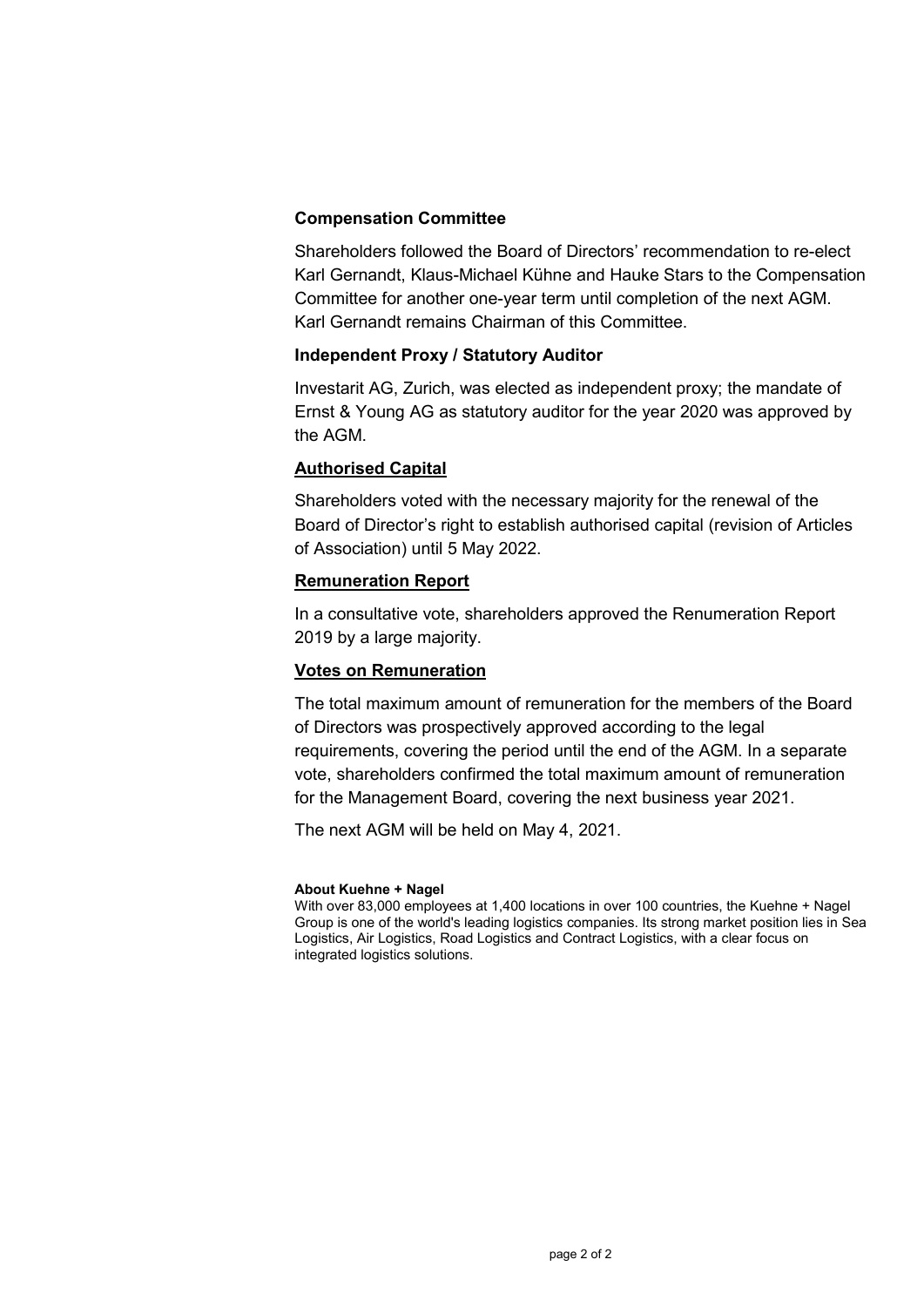**Compensation Committee**

Shareholders followed the Board of Directors' recommendation to re-elect Karl Gernandt, Klaus-Michael Kühne and Hauke Stars to the Compensation Committee for another one-year term until completion of the next AGM. Karl Gernandt remains Chairman of this Committee.

**Independent Proxy / Statutory Auditor**

Investarit AG, Zurich, was elected as independent proxy; the mandate of Ernst & Young AG as statutory auditor for the year 2020 was approved by the AGM.

**Authorised Capital**

Shareholders voted with the necessary majority for the renewal of the Board of Director's right to establish authorised capital (revision of Articles of Association) until 5 May 2022.

**Remuneration Report**

In a consultative vote, shareholders approved the Renumeration Report 2019 by a large majority.

**Votes on Remuneration**

The total maximum amount of remuneration for the members of the Board of Directors was prospectively approved according to the legal requirements, covering the period until the end of the AGM. In a separate vote, shareholders confirmed the total maximum amount of remuneration for the Management Board, covering the next business year 2021.

The next AGM will be held on May 4, 2021.

**About Kuehne + Nagel**

With over 83,000 employees at 1,400 locations in over 100 countries, the Kuehne + Nagel Group is one of the world's leading logistics companies. Its strong market position lies in Sea Logistics, Air Logistics, Road Logistics and Contract Logistics, with a clear focus on integrated logistics solutions.